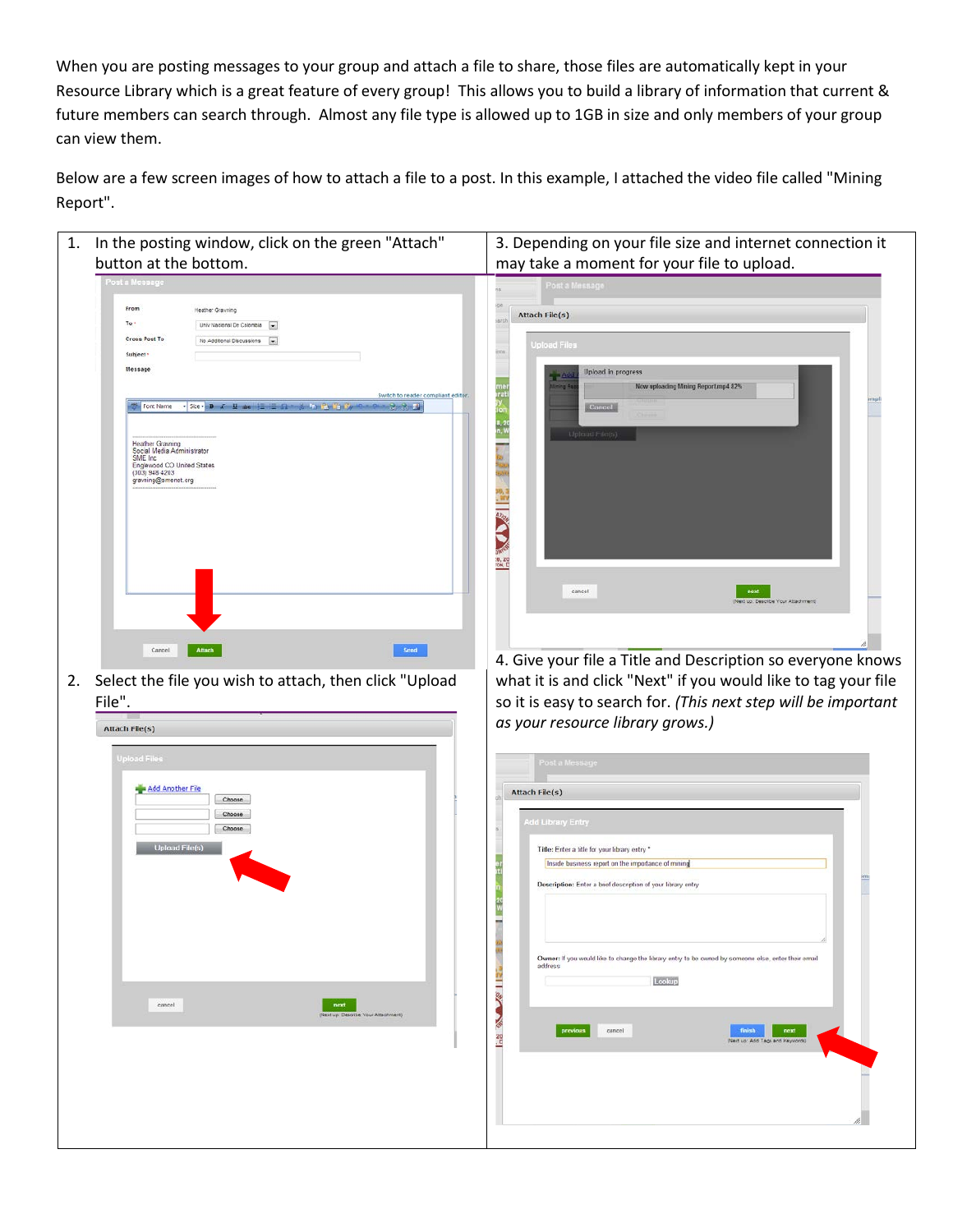When you are posting messages to your group and attach a file to share, those files are automatically kept in your Resource Library which is a great feature of every group! This allows you to build a library of information that current & future members can search through. Almost any file type is allowed up to 1GB in size and only members of your group can view them.

Below are a few screen images of how to attach a file to a post. In this example, I attached the video file called "Mining Report".

1. In the posting window, click on the green "Attach" button at the bottom.

2. Select the file you wish to attach, then click "Upload File".

3. Depending on your file size and internet connection it may take a moment for your file to upload.

4. Give your file a Title and Description so everyone knows what it is and click "Next" if you would like to tag your file so it is easy to search for. *(This next step will be important as your resource library grows.)*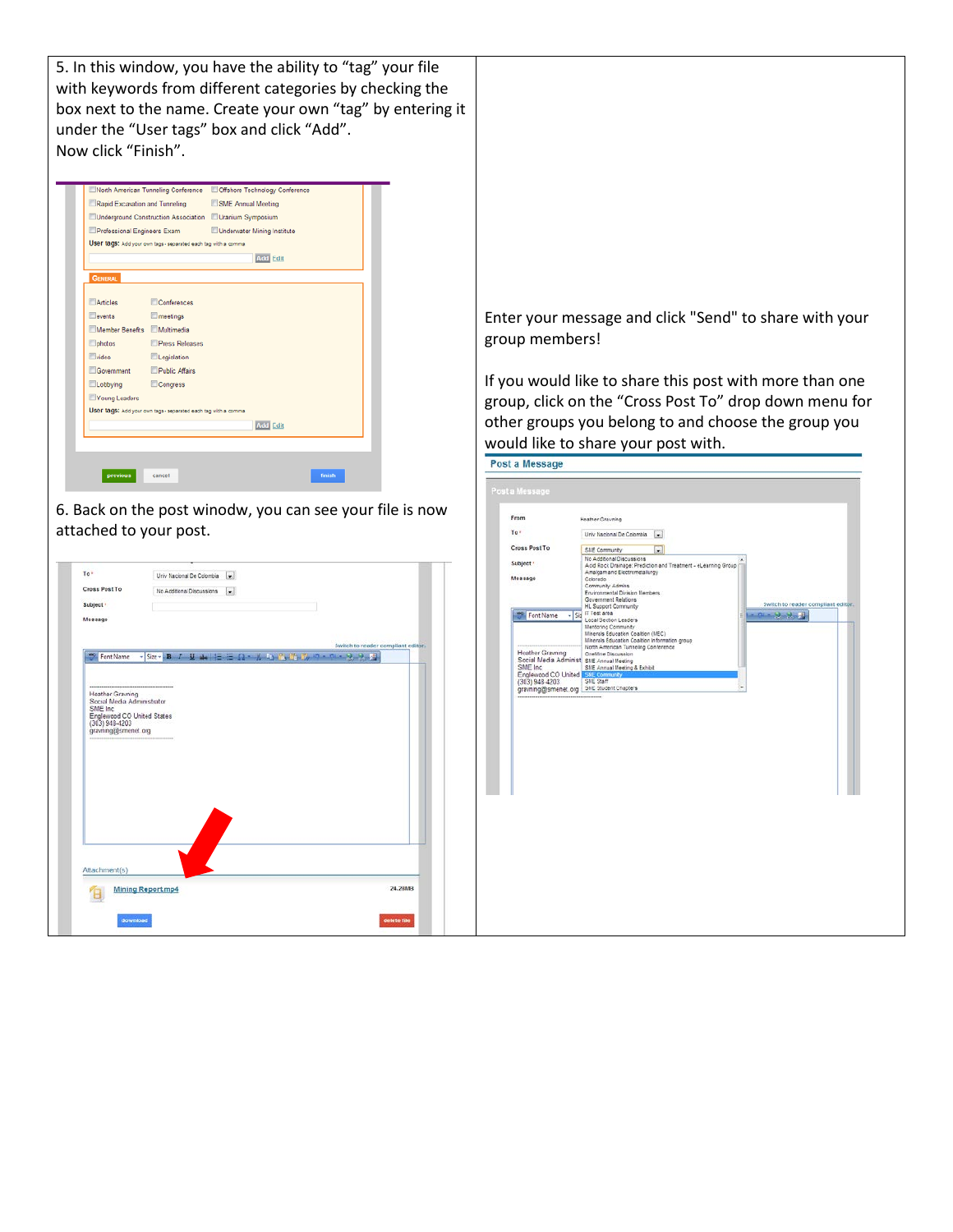5. In this window, you have the ability to "tag" your file with keywords from different categories by checking the box next to the name. Create your own "tag" by entering it under the "User tags" box and click "Add".
Now click "Finish".

6. Back on the post winodw, you can see your file is now attached to your post.

Enter your message and click "Send" to share with your group members!

If you would like to share this post with more than one group, click on the "Cross Post To" drop down menu for other groups you belong to and choose the group you would like to share your post with.